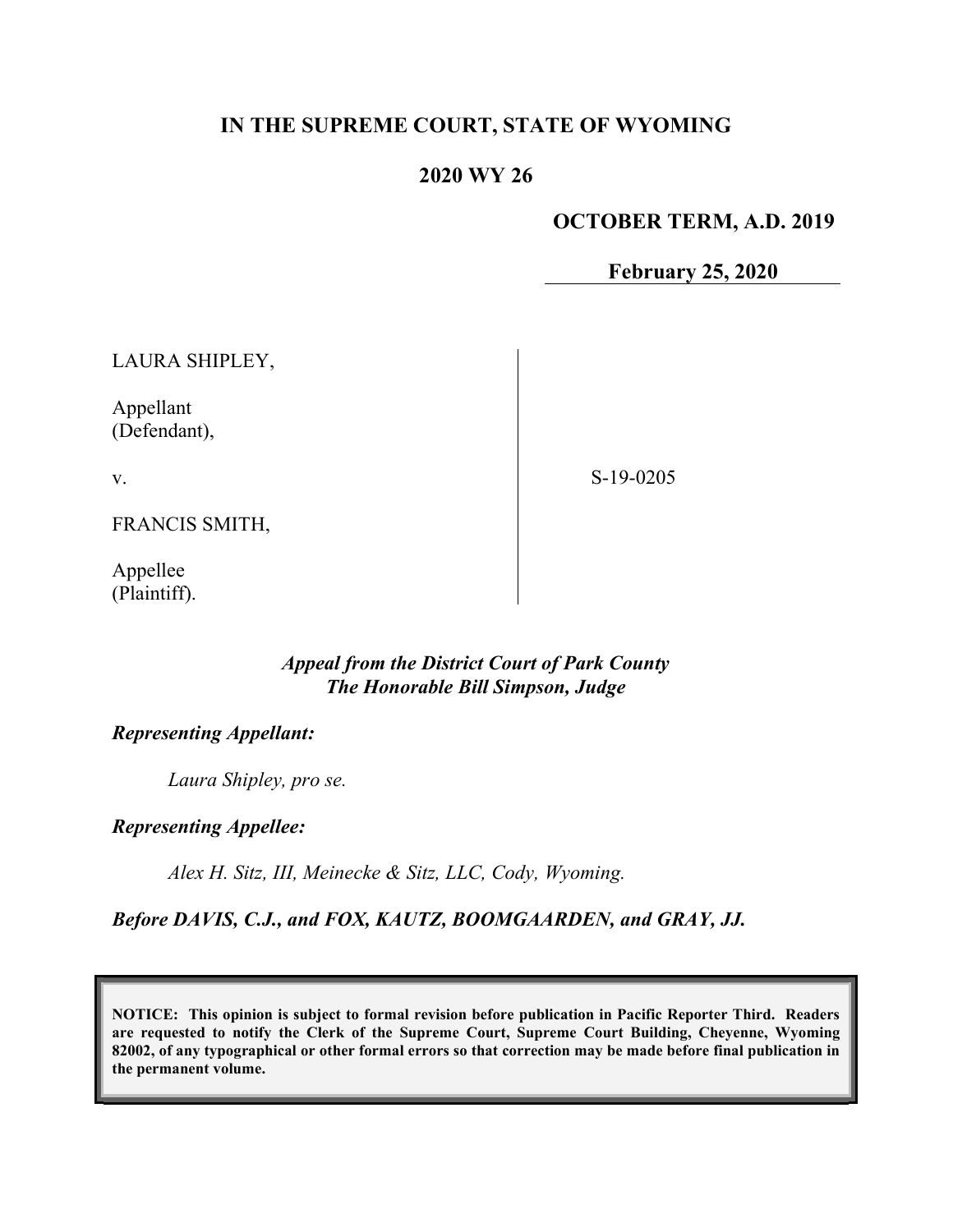**IN THE SUPREME COURT, STATE OF WYOMING**

**2020 WY 26**

**OCTOBER TERM, A.D. 2019**

**February 25, 2020**

LAURA SHIPLEY,

Appellant
(Defendant),

v.

FRANCIS SMITH,

Appellee
(Plaintiff).

S-19-0205

*Appeal from the District Court of Park County*
*The Honorable Bill Simpson, Judge*

***Representing Appellant:***

*Laura Shipley, pro se.*

***Representing Appellee:***

*Alex H. Sitz, III, Meinecke & Sitz, LLC, Cody, Wyoming.*

***Before DAVIS, C.J., and FOX, KAUTZ, BOOMGAARDEN, and GRAY, JJ.***

**NOTICE: This opinion is subject to formal revision before publication in Pacific Reporter Third. Readers are requested to notify the Clerk of the Supreme Court, Supreme Court Building, Cheyenne, Wyoming 82002, of any typographical or other formal errors so that correction may be made before final publication in the permanent volume.**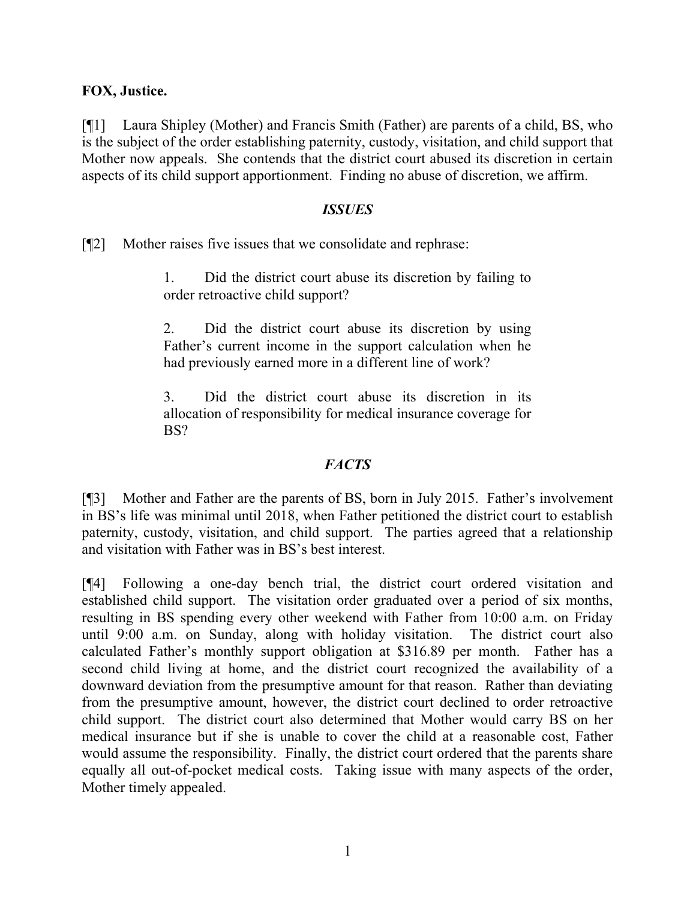**FOX, Justice.**

[¶1] Laura Shipley (Mother) and Francis Smith (Father) are parents of a child, BS, who is the subject of the order establishing paternity, custody, visitation, and child support that Mother now appeals. She contends that the district court abused its discretion in certain aspects of its child support apportionment. Finding no abuse of discretion, we affirm.

## *ISSUES*

[¶2] Mother raises five issues that we consolidate and rephrase:

> 1. Did the district court abuse its discretion by failing to order retroactive child support?
>
> 2. Did the district court abuse its discretion by using Father's current income in the support calculation when he had previously earned more in a different line of work?
>
> 3. Did the district court abuse its discretion in its allocation of responsibility for medical insurance coverage for BS?

## *FACTS*

[¶3] Mother and Father are the parents of BS, born in July 2015. Father's involvement in BS's life was minimal until 2018, when Father petitioned the district court to establish paternity, custody, visitation, and child support. The parties agreed that a relationship and visitation with Father was in BS's best interest.

[¶4] Following a one-day bench trial, the district court ordered visitation and established child support. The visitation order graduated over a period of six months, resulting in BS spending every other weekend with Father from 10:00 a.m. on Friday until 9:00 a.m. on Sunday, along with holiday visitation. The district court also calculated Father's monthly support obligation at $316.89 per month. Father has a second child living at home, and the district court recognized the availability of a downward deviation from the presumptive amount for that reason. Rather than deviating from the presumptive amount, however, the district court declined to order retroactive child support. The district court also determined that Mother would carry BS on her medical insurance but if she is unable to cover the child at a reasonable cost, Father would assume the responsibility. Finally, the district court ordered that the parents share equally all out-of-pocket medical costs. Taking issue with many aspects of the order, Mother timely appealed.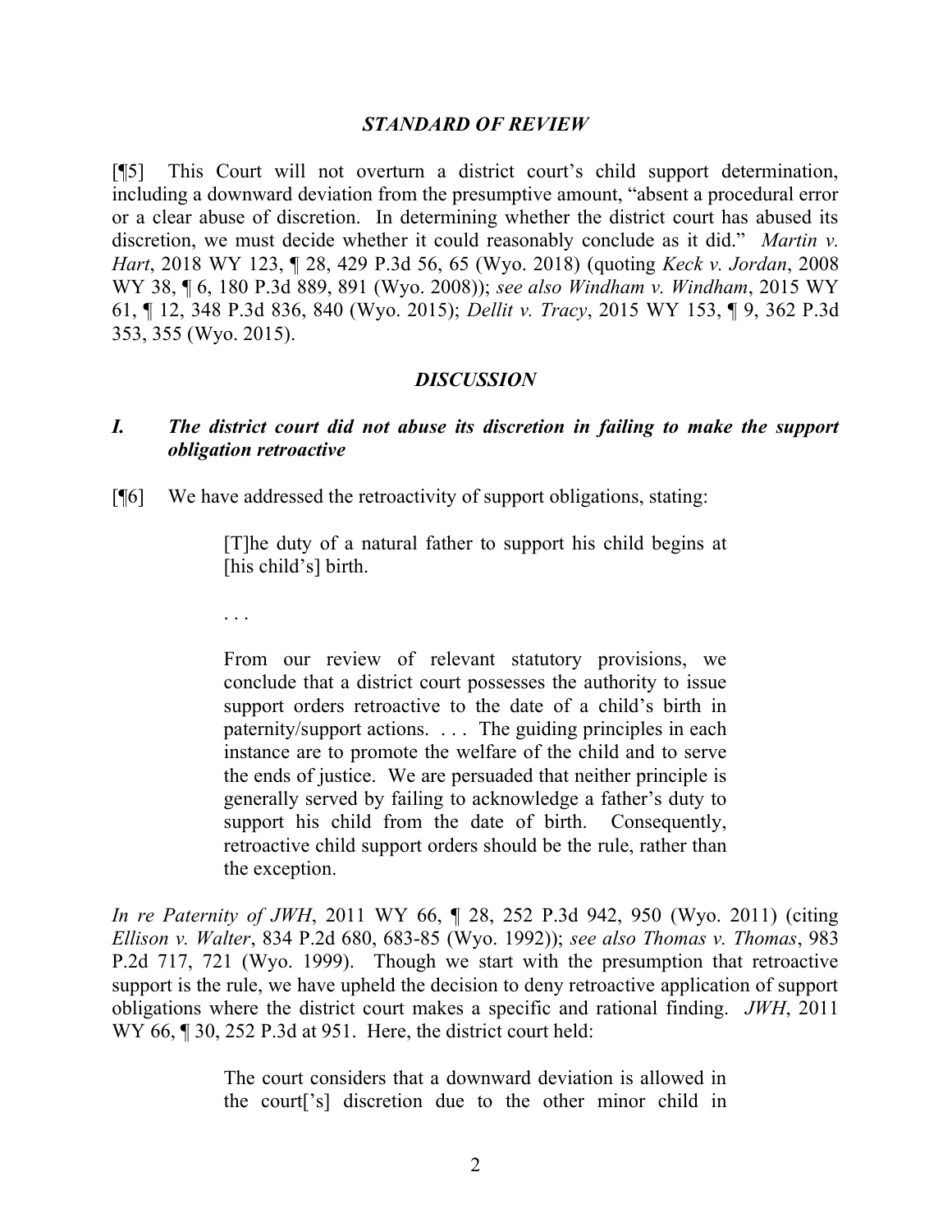### *STANDARD OF REVIEW*

[¶5] This Court will not overturn a district court's child support determination, including a downward deviation from the presumptive amount, "absent a procedural error or a clear abuse of discretion. In determining whether the district court has abused its discretion, we must decide whether it could reasonably conclude as it did." *Martin v. Hart*, 2018 WY 123, ¶ 28, 429 P.3d 56, 65 (Wyo. 2018) (quoting *Keck v. Jordan*, 2008 WY 38, ¶ 6, 180 P.3d 889, 891 (Wyo. 2008)); *see also Windham v. Windham*, 2015 WY 61, ¶ 12, 348 P.3d 836, 840 (Wyo. 2015); *Dellit v. Tracy*, 2015 WY 153, ¶ 9, 362 P.3d 353, 355 (Wyo. 2015).

### *DISCUSSION*

#### *I. The district court did not abuse its discretion in failing to make the support obligation retroactive*

[¶6] We have addressed the retroactivity of support obligations, stating:

> [T]he duty of a natural father to support his child begins at [his child's] birth.
>
> . . .
>
> From our review of relevant statutory provisions, we conclude that a district court possesses the authority to issue support orders retroactive to the date of a child's birth in paternity/support actions. . . . The guiding principles in each instance are to promote the welfare of the child and to serve the ends of justice. We are persuaded that neither principle is generally served by failing to acknowledge a father's duty to support his child from the date of birth. Consequently, retroactive child support orders should be the rule, rather than the exception.

*In re Paternity of JWH*, 2011 WY 66, ¶ 28, 252 P.3d 942, 950 (Wyo. 2011) (citing *Ellison v. Walter*, 834 P.2d 680, 683-85 (Wyo. 1992)); *see also Thomas v. Thomas*, 983 P.2d 717, 721 (Wyo. 1999). Though we start with the presumption that retroactive support is the rule, we have upheld the decision to deny retroactive application of support obligations where the district court makes a specific and rational finding. *JWH*, 2011 WY 66, ¶ 30, 252 P.3d at 951. Here, the district court held:

> The court considers that a downward deviation is allowed in the court['s] discretion due to the other minor child in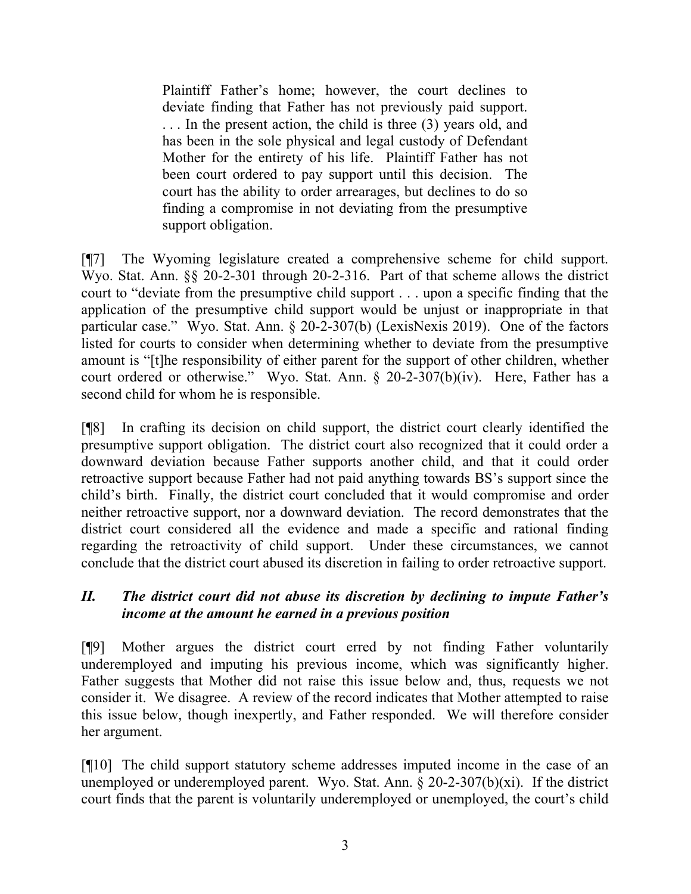> Plaintiff Father's home; however, the court declines to deviate finding that Father has not previously paid support. . . . In the present action, the child is three (3) years old, and has been in the sole physical and legal custody of Defendant Mother for the entirety of his life. Plaintiff Father has not been court ordered to pay support until this decision. The court has the ability to order arrearages, but declines to do so finding a compromise in not deviating from the presumptive support obligation.

[¶7] The Wyoming legislature created a comprehensive scheme for child support. Wyo. Stat. Ann. §§ 20-2-301 through 20-2-316. Part of that scheme allows the district court to "deviate from the presumptive child support . . . upon a specific finding that the application of the presumptive child support would be unjust or inappropriate in that particular case." Wyo. Stat. Ann. § 20-2-307(b) (LexisNexis 2019). One of the factors listed for courts to consider when determining whether to deviate from the presumptive amount is "[t]he responsibility of either parent for the support of other children, whether court ordered or otherwise." Wyo. Stat. Ann. § 20-2-307(b)(iv). Here, Father has a second child for whom he is responsible.

[¶8] In crafting its decision on child support, the district court clearly identified the presumptive support obligation. The district court also recognized that it could order a downward deviation because Father supports another child, and that it could order retroactive support because Father had not paid anything towards BS's support since the child's birth. Finally, the district court concluded that it would compromise and order neither retroactive support, nor a downward deviation. The record demonstrates that the district court considered all the evidence and made a specific and rational finding regarding the retroactivity of child support. Under these circumstances, we cannot conclude that the district court abused its discretion in failing to order retroactive support.

### *II. The district court did not abuse its discretion by declining to impute Father's income at the amount he earned in a previous position*

[¶9] Mother argues the district court erred by not finding Father voluntarily underemployed and imputing his previous income, which was significantly higher. Father suggests that Mother did not raise this issue below and, thus, requests we not consider it. We disagree. A review of the record indicates that Mother attempted to raise this issue below, though inexpertly, and Father responded. We will therefore consider her argument.

[¶10] The child support statutory scheme addresses imputed income in the case of an unemployed or underemployed parent. Wyo. Stat. Ann. § 20-2-307(b)(xi). If the district court finds that the parent is voluntarily underemployed or unemployed, the court's child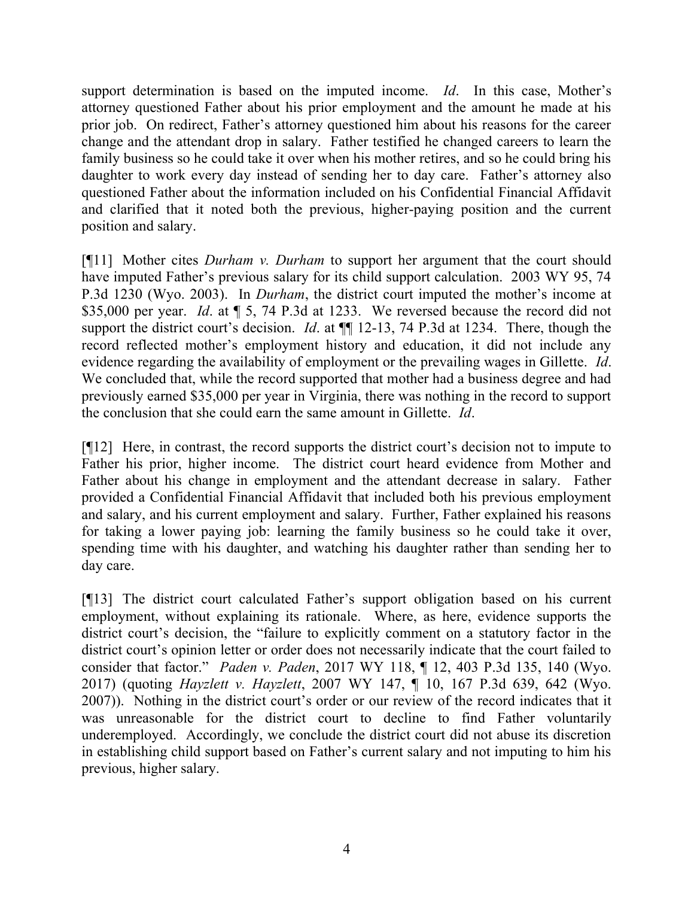support determination is based on the imputed income. *Id*. In this case, Mother's attorney questioned Father about his prior employment and the amount he made at his prior job. On redirect, Father's attorney questioned him about his reasons for the career change and the attendant drop in salary. Father testified he changed careers to learn the family business so he could take it over when his mother retires, and so he could bring his daughter to work every day instead of sending her to day care. Father's attorney also questioned Father about the information included on his Confidential Financial Affidavit and clarified that it noted both the previous, higher-paying position and the current position and salary.

[¶11] Mother cites *Durham v. Durham* to support her argument that the court should have imputed Father's previous salary for its child support calculation. 2003 WY 95, 74 P.3d 1230 (Wyo. 2003). In *Durham*, the district court imputed the mother's income at $35,000 per year. *Id*. at ¶ 5, 74 P.3d at 1233. We reversed because the record did not support the district court's decision. *Id*. at ¶¶ 12-13, 74 P.3d at 1234. There, though the record reflected mother's employment history and education, it did not include any evidence regarding the availability of employment or the prevailing wages in Gillette. *Id*. We concluded that, while the record supported that mother had a business degree and had previously earned $35,000 per year in Virginia, there was nothing in the record to support the conclusion that she could earn the same amount in Gillette. *Id*.

[¶12] Here, in contrast, the record supports the district court's decision not to impute to Father his prior, higher income. The district court heard evidence from Mother and Father about his change in employment and the attendant decrease in salary. Father provided a Confidential Financial Affidavit that included both his previous employment and salary, and his current employment and salary. Further, Father explained his reasons for taking a lower paying job: learning the family business so he could take it over, spending time with his daughter, and watching his daughter rather than sending her to day care.

[¶13] The district court calculated Father's support obligation based on his current employment, without explaining its rationale. Where, as here, evidence supports the district court's decision, the "failure to explicitly comment on a statutory factor in the district court's opinion letter or order does not necessarily indicate that the court failed to consider that factor." *Paden v. Paden*, 2017 WY 118, ¶ 12, 403 P.3d 135, 140 (Wyo. 2017) (quoting *Hayzlett v. Hayzlett*, 2007 WY 147, ¶ 10, 167 P.3d 639, 642 (Wyo. 2007)). Nothing in the district court's order or our review of the record indicates that it was unreasonable for the district court to decline to find Father voluntarily underemployed. Accordingly, we conclude the district court did not abuse its discretion in establishing child support based on Father's current salary and not imputing to him his previous, higher salary.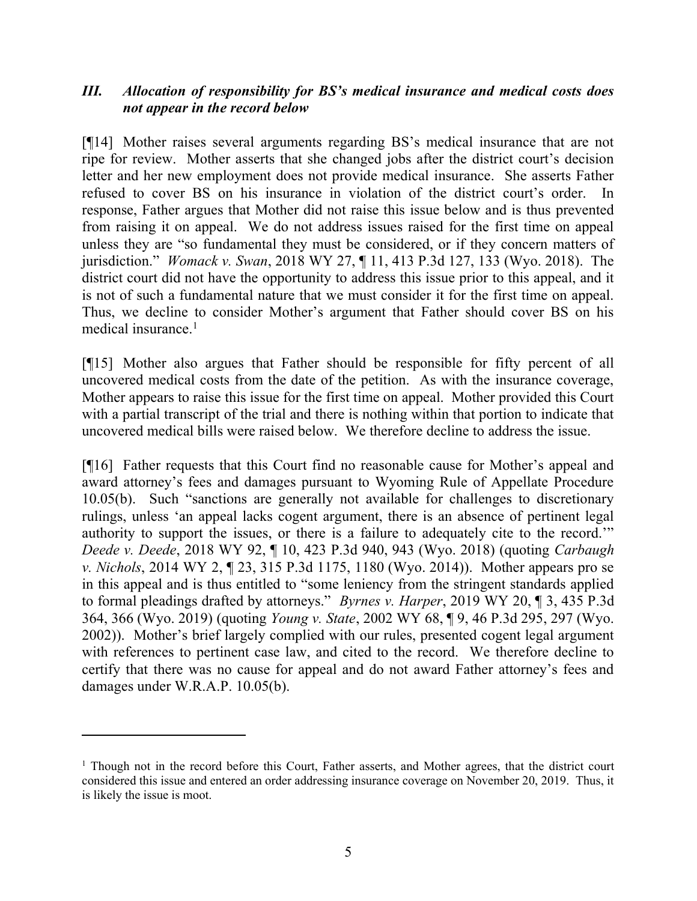### *III. Allocation of responsibility for BS's medical insurance and medical costs does not appear in the record below*

[¶14] Mother raises several arguments regarding BS's medical insurance that are not ripe for review. Mother asserts that she changed jobs after the district court's decision letter and her new employment does not provide medical insurance. She asserts Father refused to cover BS on his insurance in violation of the district court's order. In response, Father argues that Mother did not raise this issue below and is thus prevented from raising it on appeal. We do not address issues raised for the first time on appeal unless they are "so fundamental they must be considered, or if they concern matters of jurisdiction." *Womack v. Swan*, 2018 WY 27, ¶ 11, 413 P.3d 127, 133 (Wyo. 2018). The district court did not have the opportunity to address this issue prior to this appeal, and it is not of such a fundamental nature that we must consider it for the first time on appeal. Thus, we decline to consider Mother's argument that Father should cover BS on his medical insurance.[1]

[¶15] Mother also argues that Father should be responsible for fifty percent of all uncovered medical costs from the date of the petition. As with the insurance coverage, Mother appears to raise this issue for the first time on appeal. Mother provided this Court with a partial transcript of the trial and there is nothing within that portion to indicate that uncovered medical bills were raised below. We therefore decline to address the issue.

[¶16] Father requests that this Court find no reasonable cause for Mother's appeal and award attorney's fees and damages pursuant to Wyoming Rule of Appellate Procedure 10.05(b). Such "sanctions are generally not available for challenges to discretionary rulings, unless 'an appeal lacks cogent argument, there is an absence of pertinent legal authority to support the issues, or there is a failure to adequately cite to the record.'" *Deede v. Deede*, 2018 WY 92, ¶ 10, 423 P.3d 940, 943 (Wyo. 2018) (quoting *Carbaugh v. Nichols*, 2014 WY 2, ¶ 23, 315 P.3d 1175, 1180 (Wyo. 2014)). Mother appears pro se in this appeal and is thus entitled to "some leniency from the stringent standards applied to formal pleadings drafted by attorneys." *Byrnes v. Harper*, 2019 WY 20, ¶ 3, 435 P.3d 364, 366 (Wyo. 2019) (quoting *Young v. State*, 2002 WY 68, ¶ 9, 46 P.3d 295, 297 (Wyo. 2002)). Mother's brief largely complied with our rules, presented cogent legal argument with references to pertinent case law, and cited to the record. We therefore decline to certify that there was no cause for appeal and do not award Father attorney's fees and damages under W.R.A.P. 10.05(b).

---

[1] Though not in the record before this Court, Father asserts, and Mother agrees, that the district court considered this issue and entered an order addressing insurance coverage on November 20, 2019. Thus, it is likely the issue is moot.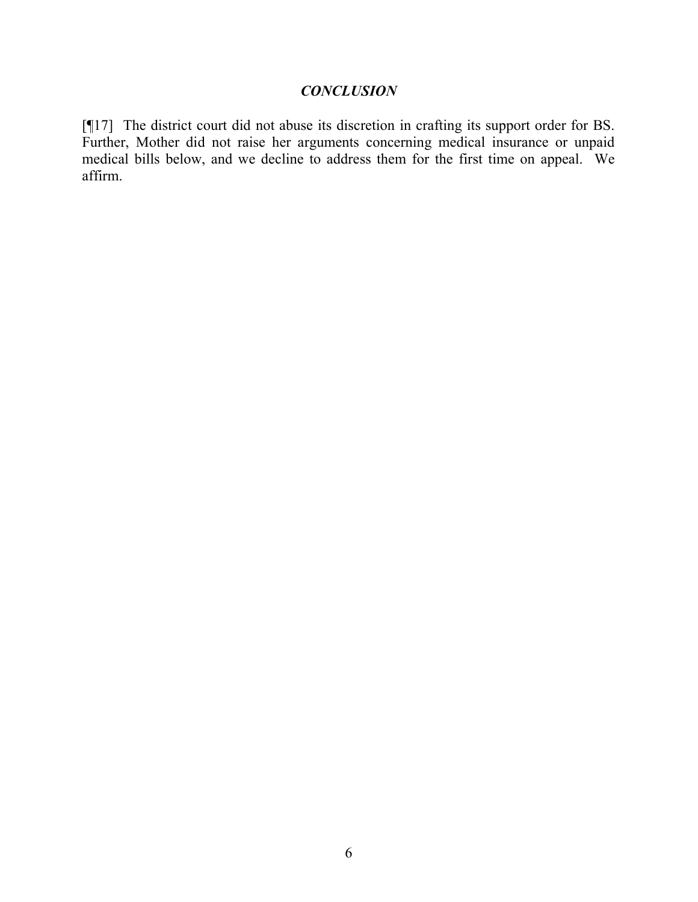## *CONCLUSION*

[¶17] The district court did not abuse its discretion in crafting its support order for BS. Further, Mother did not raise her arguments concerning medical insurance or unpaid medical bills below, and we decline to address them for the first time on appeal. We affirm.